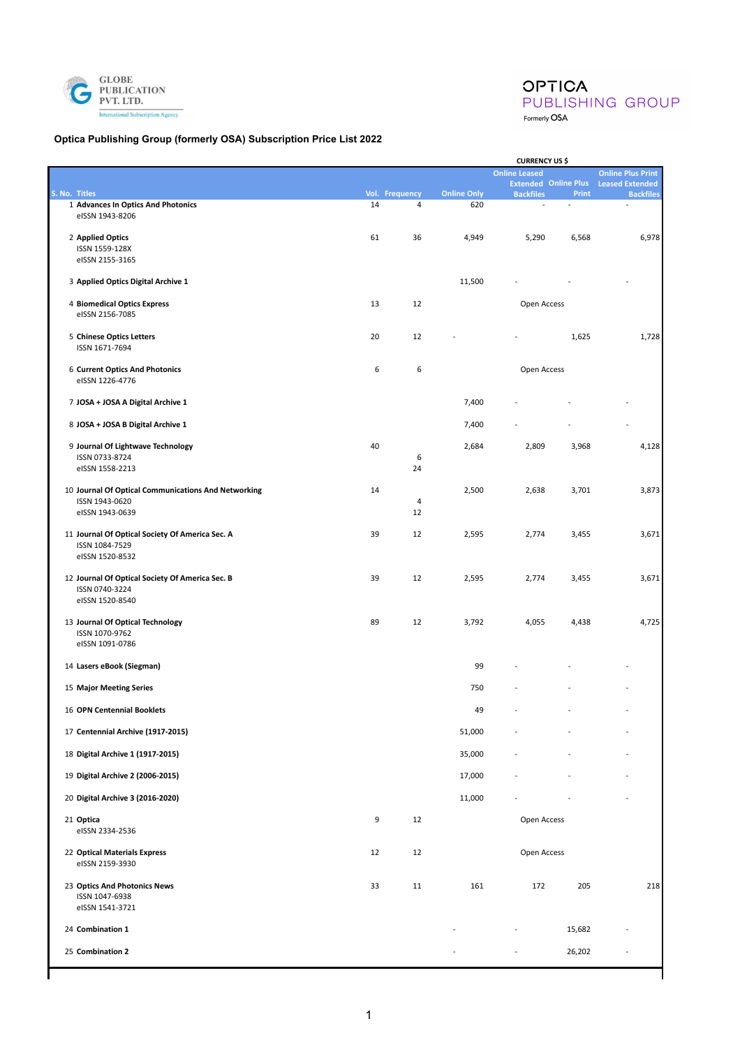GLOBE PUBLICATION PVT. LTD.
International Subscription Agency

OPTICA PUBLISHING GROUP
Formerly OSA

## Optica Publishing Group (formerly OSA) Subscription Price List 2022

CURRENCY US $

| S. No. | Titles | Vol. | Frequency | Online Only | Online Leased Extended Backfiles | Online Plus Print | Online Plus Print Leased Extended Backfiles |
|---|---|---|---|---|---|---|---|
| 1 | **Advances In Optics And Photonics**<br>eISSN 1943-8206 | 14 | 4 | 620 | - | - | - |
| 2 | **Applied Optics**<br>ISSN 1559-128X<br>eISSN 2155-3165 | 61 | 36 | 4,949 | 5,290 | 6,568 | 6,978 |
| 3 | **Applied Optics Digital Archive 1** | | | 11,500 | - | - | - |
| 4 | **Biomedical Optics Express**<br>eISSN 2156-7085 | 13 | 12 | | Open Access | | |
| 5 | **Chinese Optics Letters**<br>ISSN 1671-7694 | 20 | 12 | - | - | 1,625 | 1,728 |
| 6 | **Current Optics And Photonics**<br>eISSN 1226-4776 | 6 | 6 | | Open Access | | |
| 7 | **JOSA + JOSA A Digital Archive 1** | | | 7,400 | - | - | - |
| 8 | **JOSA + JOSA B Digital Archive 1** | | | 7,400 | - | - | - |
| 9 | **Journal Of Lightwave Technology**<br>ISSN 0733-8724<br>eISSN 1558-2213 | 40 | 6<br>24 | 2,684 | 2,809 | 3,968 | 4,128 |
| 10 | **Journal Of Optical Communications And Networking**<br>ISSN 1943-0620<br>eISSN 1943-0639 | 14 | 4<br>12 | 2,500 | 2,638 | 3,701 | 3,873 |
| 11 | **Journal Of Optical Society Of America Sec. A**<br>ISSN 1084-7529<br>eISSN 1520-8532 | 39 | 12 | 2,595 | 2,774 | 3,455 | 3,671 |
| 12 | **Journal Of Optical Society Of America Sec. B**<br>ISSN 0740-3224<br>eISSN 1520-8540 | 39 | 12 | 2,595 | 2,774 | 3,455 | 3,671 |
| 13 | **Journal Of Optical Technology**<br>ISSN 1070-9762<br>eISSN 1091-0786 | 89 | 12 | 3,792 | 4,055 | 4,438 | 4,725 |
| 14 | **Lasers eBook (Siegman)** | | | 99 | - | - | - |
| 15 | **Major Meeting Series** | | | 750 | - | - | - |
| 16 | **OPN Centennial Booklets** | | | 49 | - | - | - |
| 17 | **Centennial Archive (1917-2015)** | | | 51,000 | - | - | - |
| 18 | **Digital Archive 1 (1917-2015)** | | | 35,000 | - | - | - |
| 19 | **Digital Archive 2 (2006-2015)** | | | 17,000 | - | - | - |
| 20 | **Digital Archive 3 (2016-2020)** | | | 11,000 | - | - | - |
| 21 | **Optica**<br>eISSN 2334-2536 | 9 | 12 | | Open Access | | |
| 22 | **Optical Materials Express**<br>eISSN 2159-3930 | 12 | 12 | | Open Access | | |
| 23 | **Optics And Photonics News**<br>ISSN 1047-6938<br>eISSN 1541-3721 | 33 | 11 | 161 | 172 | 205 | 218 |
| 24 | **Combination 1** | | | - | - | 15,682 | - |
| 25 | **Combination 2** | | | - | - | 26,202 | - |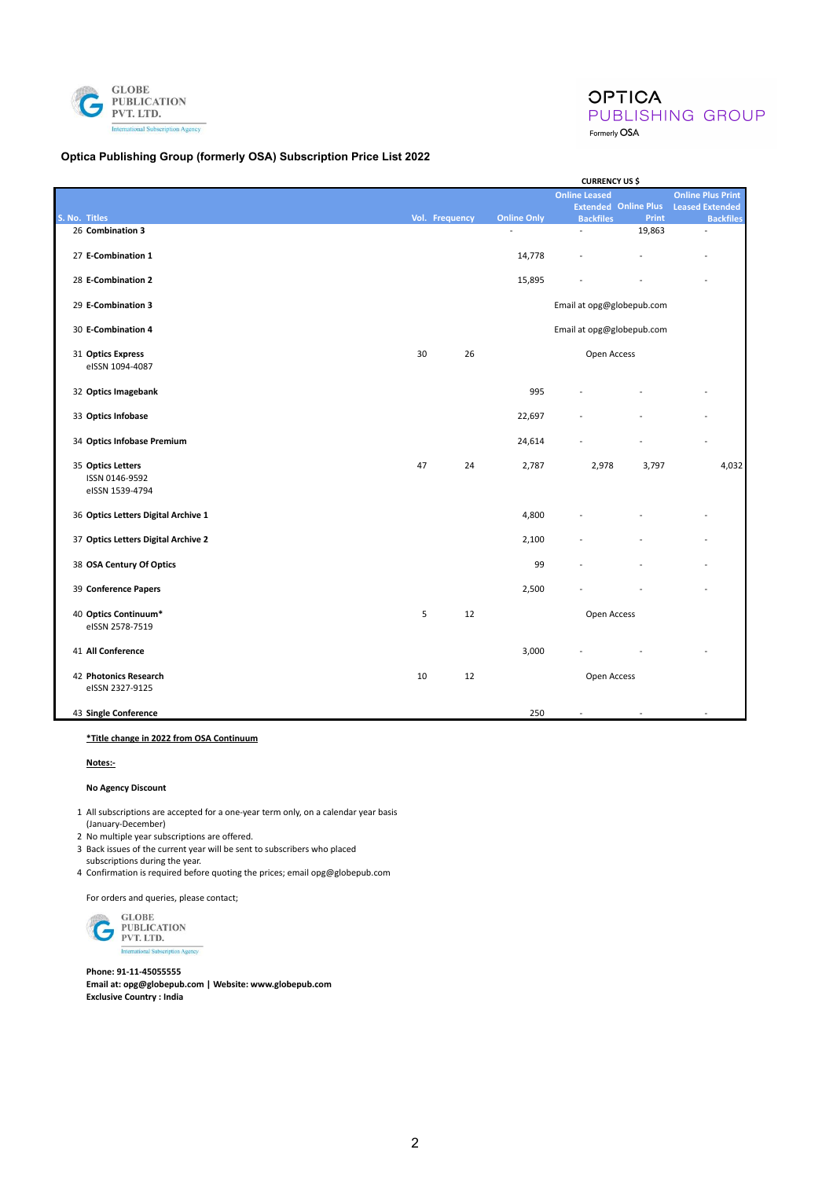GLOBE PUBLICATION PVT. LTD.
International Subscription Agency

OPTICA PUBLISHING GROUP
Formerly OSA

### Optica Publishing Group (formerly OSA) Subscription Price List 2022

CURRENCY US $

| S. No. | Titles | Vol. | Frequency | Online Only | Online Leased Extended Backfiles | Online Plus Print | Online Plus Print Leased Extended Backfiles |
|---|---|---|---|---|---|---|---|
| 26 | **Combination 3** | | | - | - | 19,863 | - |
| 27 | **E-Combination 1** | | | 14,778 | - | - | - |
| 28 | **E-Combination 2** | | | 15,895 | - | - | - |
| 29 | **E-Combination 3** | | | Email at opg@globepub.com | | | |
| 30 | **E-Combination 4** | | | Email at opg@globepub.com | | | |
| 31 | **Optics Express**<br>eISSN 1094-4087 | 30 | 26 | Open Access | | | |
| 32 | **Optics Imagebank** | | | 995 | - | - | - |
| 33 | **Optics Infobase** | | | 22,697 | - | - | - |
| 34 | **Optics Infobase Premium** | | | 24,614 | - | - | - |
| 35 | **Optics Letters**<br>ISSN 0146-9592<br>eISSN 1539-4794 | 47 | 24 | 2,787 | 2,978 | 3,797 | 4,032 |
| 36 | **Optics Letters Digital Archive 1** | | | 4,800 | - | - | - |
| 37 | **Optics Letters Digital Archive 2** | | | 2,100 | - | - | - |
| 38 | **OSA Century Of Optics** | | | 99 | - | - | - |
| 39 | **Conference Papers** | | | 2,500 | - | - | - |
| 40 | **Optics Continuum***<br>eISSN 2578-7519 | 5 | 12 | Open Access | | | |
| 41 | **All Conference** | | | 3,000 | - | - | - |
| 42 | **Photonics Research**<br>eISSN 2327-9125 | 10 | 12 | Open Access | | | |
| 43 | **Single Conference** | | | 250 | - | - | - |

***Title change in 2022 from OSA Continuum**

**Notes:-**

**No Agency Discount**

1. All subscriptions are accepted for a one-year term only, on a calendar year basis (January-December)
2. No multiple year subscriptions are offered.
3. Back issues of the current year will be sent to subscribers who placed subscriptions during the year.
4. Confirmation is required before quoting the prices; email opg@globepub.com

For orders and queries, please contact;

GLOBE PUBLICATION PVT. LTD.
International Subscription Agency

**Phone: 91-11-45055555**
**Email at: opg@globepub.com | Website: www.globepub.com**
**Exclusive Country : India**